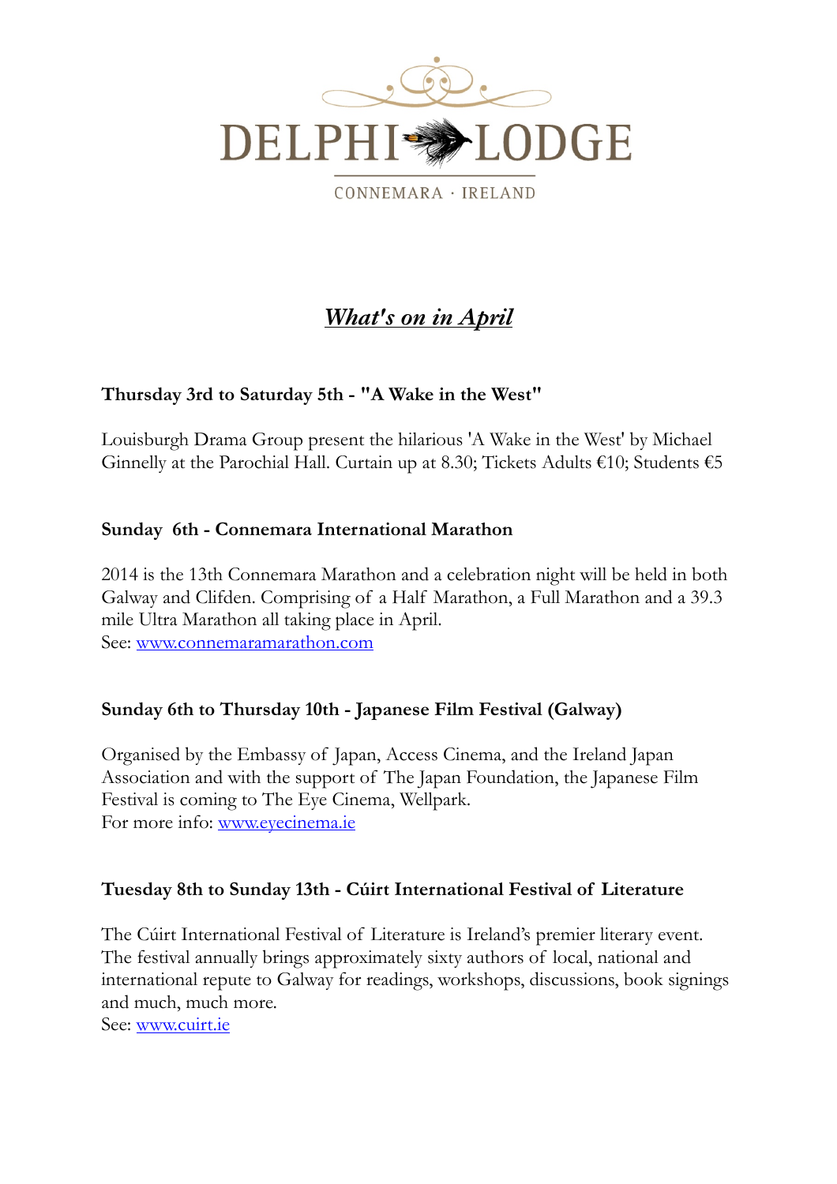# DELPHI LODGE

CONNEMARA · IRELAND

## *What's on in April*

**Thursday 3rd to Saturday 5th - "A Wake in the West"**

Louisburgh Drama Group present the hilarious 'A Wake in the West' by Michael Ginnelly at the Parochial Hall. Curtain up at 8.30; Tickets Adults €10; Students €5

**Sunday 6th - Connemara International Marathon**

2014 is the 13th Connemara Marathon and a celebration night will be held in both Galway and Clifden. Comprising of a Half Marathon, a Full Marathon and a 39.3 mile Ultra Marathon all taking place in April.
See: www.connemaramarathon.com

**Sunday 6th to Thursday 10th - Japanese Film Festival (Galway)**

Organised by the Embassy of Japan, Access Cinema, and the Ireland Japan Association and with the support of The Japan Foundation, the Japanese Film Festival is coming to The Eye Cinema, Wellpark.
For more info: www.eyecinema.ie

**Tuesday 8th to Sunday 13th - Cúirt International Festival of Literature**

The Cúirt International Festival of Literature is Ireland's premier literary event. The festival annually brings approximately sixty authors of local, national and international repute to Galway for readings, workshops, discussions, book signings and much, much more.
See: www.cuirt.ie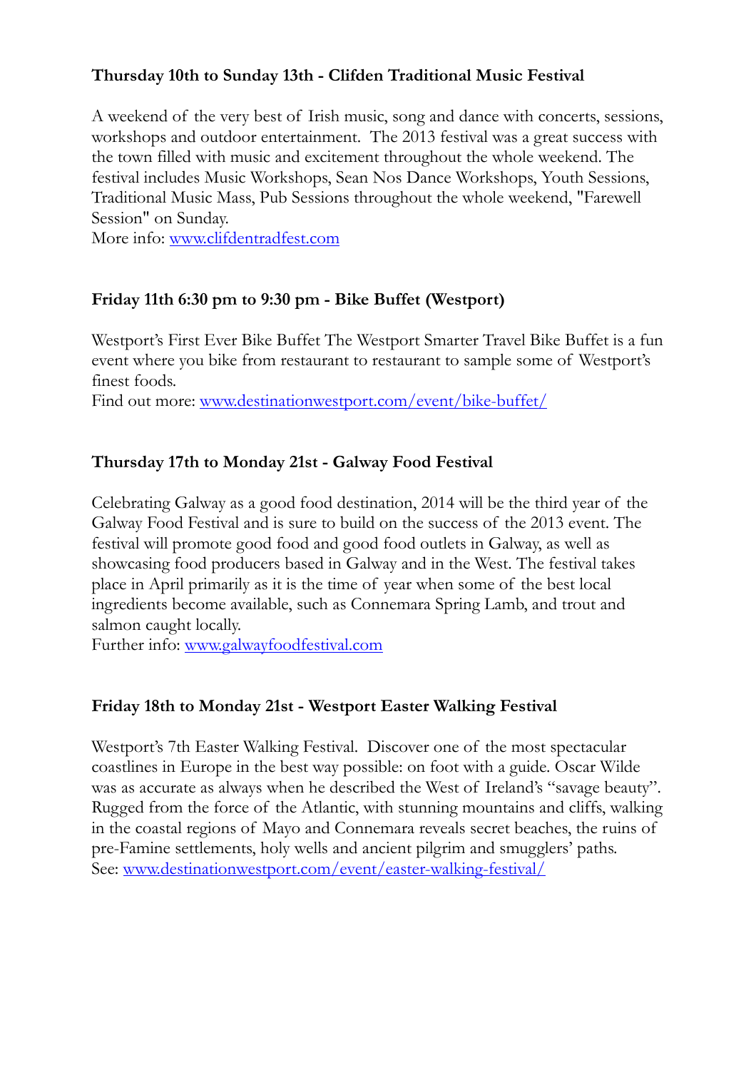**Thursday 10th to Sunday 13th - Clifden Traditional Music Festival**

A weekend of the very best of Irish music, song and dance with concerts, sessions, workshops and outdoor entertainment.  The 2013 festival was a great success with the town filled with music and excitement throughout the whole weekend. The festival includes Music Workshops, Sean Nos Dance Workshops, Youth Sessions, Traditional Music Mass, Pub Sessions throughout the whole weekend, "Farewell Session" on Sunday.
More info: [www.clifdentradfest.com](www.clifdentradfest.com)

**Friday 11th 6:30 pm to 9:30 pm - Bike Buffet (Westport)**

Westport's First Ever Bike Buffet The Westport Smarter Travel Bike Buffet is a fun event where you bike from restaurant to restaurant to sample some of Westport's finest foods.
Find out more: [www.destinationwestport.com/event/bike-buffet/](www.destinationwestport.com/event/bike-buffet/)

**Thursday 17th to Monday 21st - Galway Food Festival**

Celebrating Galway as a good food destination, 2014 will be the third year of the Galway Food Festival and is sure to build on the success of the 2013 event. The festival will promote good food and good food outlets in Galway, as well as showcasing food producers based in Galway and in the West. The festival takes place in April primarily as it is the time of year when some of the best local ingredients become available, such as Connemara Spring Lamb, and trout and salmon caught locally.
Further info: [www.galwayfoodfestival.com](www.galwayfoodfestival.com)

**Friday 18th to Monday 21st - Westport Easter Walking Festival**

Westport's 7th Easter Walking Festival.  Discover one of the most spectacular coastlines in Europe in the best way possible: on foot with a guide. Oscar Wilde was as accurate as always when he described the West of Ireland's "savage beauty". Rugged from the force of the Atlantic, with stunning mountains and cliffs, walking in the coastal regions of Mayo and Connemara reveals secret beaches, the ruins of pre-Famine settlements, holy wells and ancient pilgrim and smugglers' paths.
See: [www.destinationwestport.com/event/easter-walking-festival/](www.destinationwestport.com/event/easter-walking-festival/)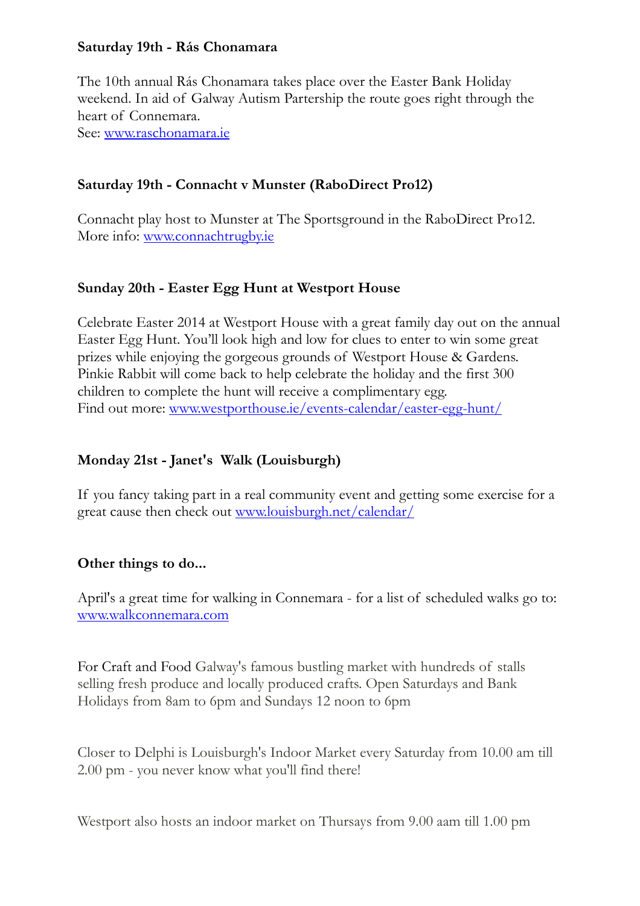**Saturday 19th - Rás Chonamara**

The 10th annual Rás Chonamara takes place over the Easter Bank Holiday weekend. In aid of Galway Autism Partership the route goes right through the heart of Connemara.
See: www.raschonamara.ie

**Saturday 19th - Connacht v Munster (RaboDirect Pro12)**

Connacht play host to Munster at The Sportsground in the RaboDirect Pro12.
More info: www.connachtrugby.ie

**Sunday 20th - Easter Egg Hunt at Westport House**

Celebrate Easter 2014 at Westport House with a great family day out on the annual Easter Egg Hunt. You'll look high and low for clues to enter to win some great prizes while enjoying the gorgeous grounds of Westport House & Gardens. Pinkie Rabbit will come back to help celebrate the holiday and the first 300 children to complete the hunt will receive a complimentary egg.
Find out more: www.westporthouse.ie/events-calendar/easter-egg-hunt/

**Monday 21st - Janet's Walk (Louisburgh)**

If you fancy taking part in a real community event and getting some exercise for a great cause then check out www.louisburgh.net/calendar/

**Other things to do...**

April's a great time for walking in Connemara - for a list of scheduled walks go to: www.walkconnemara.com

For Craft and Food Galway's famous bustling market with hundreds of stalls selling fresh produce and locally produced crafts. Open Saturdays and Bank Holidays from 8am to 6pm and Sundays 12 noon to 6pm

Closer to Delphi is Louisburgh's Indoor Market every Saturday from 10.00 am till 2.00 pm - you never know what you'll find there!

Westport also hosts an indoor market on Thursays from 9.00 aam till 1.00 pm